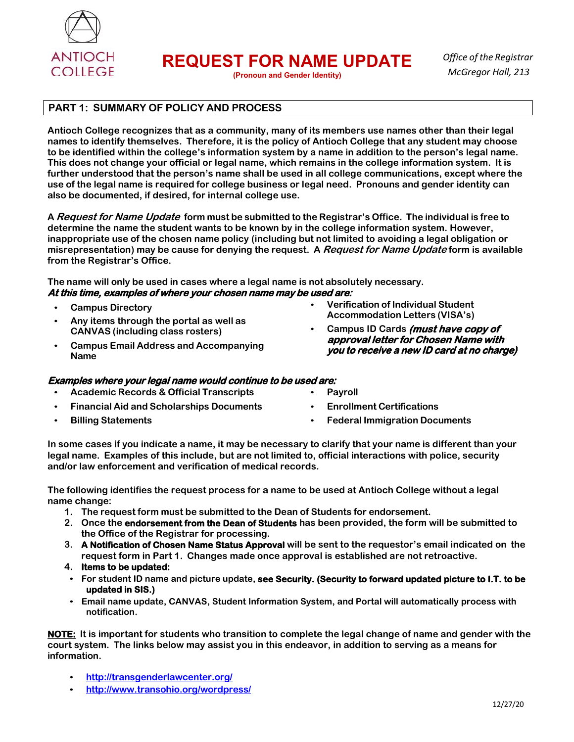ANTIOCH COLLEGE

# REQUEST FOR NAME UPDATE

**(Pronoun and Gender Identity)**

*Office of the Registrar*
*McGregor Hall, 213*

## PART 1: SUMMARY OF POLICY AND PROCESS

**Antioch College recognizes that as a community, many of its members use names other than their legal names to identify themselves. Therefore, it is the policy of Antioch College that any student may choose to be identified within the college's information system by a name in addition to the person's legal name. This does not change your official or legal name, which remains in the college information system. It is further understood that the person's name shall be used in all college communications, except where the use of the legal name is required for college business or legal need. Pronouns and gender identity can also be documented, if desired, for internal college use.**

**A *Request for Name Update* form must be submitted to the Registrar's Office. The individual is free to determine the name the student wants to be known by in the college information system. However, inappropriate use of the chosen name policy (including but not limited to avoiding a legal obligation or misrepresentation) may be cause for denying the request. A *Request for Name Update* form is available from the Registrar's Office.**

**The name will only be used in cases where a legal name is not absolutely necessary.**
***At this time, examples of where your chosen name may be used are:***

- **Campus Directory**
- **Any items through the portal as well as CANVAS (including class rosters)**
- **Campus Email Address and Accompanying Name**
- **Verification of Individual Student Accommodation Letters (VISA's)**
- **Campus ID Cards *(must have copy of approval letter for Chosen Name with you to receive a new ID card at no charge)***

***Examples where your legal name would continue to be used are:***

- **Academic Records & Official Transcripts**
- **Financial Aid and Scholarships Documents**
- **Billing Statements**
- **Payroll**
- **Enrollment Certifications**
- **Federal Immigration Documents**

**In some cases if you indicate a name, it may be necessary to clarify that your name is different than your legal name. Examples of this include, but are not limited to, official interactions with police, security and/or law enforcement and verification of medical records.**

**The following identifies the request process for a name to be used at Antioch College without a legal name change:**

1. **The request form must be submitted to the Dean of Students for endorsement.**
2. **Once the endorsement from the Dean of Students has been provided, the form will be submitted to the Office of the Registrar for processing.**
3. **A Notification of Chosen Name Status Approval will be sent to the requestor's email indicated on the request form in Part 1. Changes made once approval is established are not retroactive.**
4. **Items to be updated:**
   - **For student ID name and picture update, see Security. (Security to forward updated picture to I.T. to be updated in SIS.)**
   - **Email name update, CANVAS, Student Information System, and Portal will automatically process with notification.**

**NOTE: It is important for students who transition to complete the legal change of name and gender with the court system. The links below may assist you in this endeavor, in addition to serving as a means for information.**

- http://transgenderlawcenter.org/
- http://www.transohio.org/wordpress/

12/27/20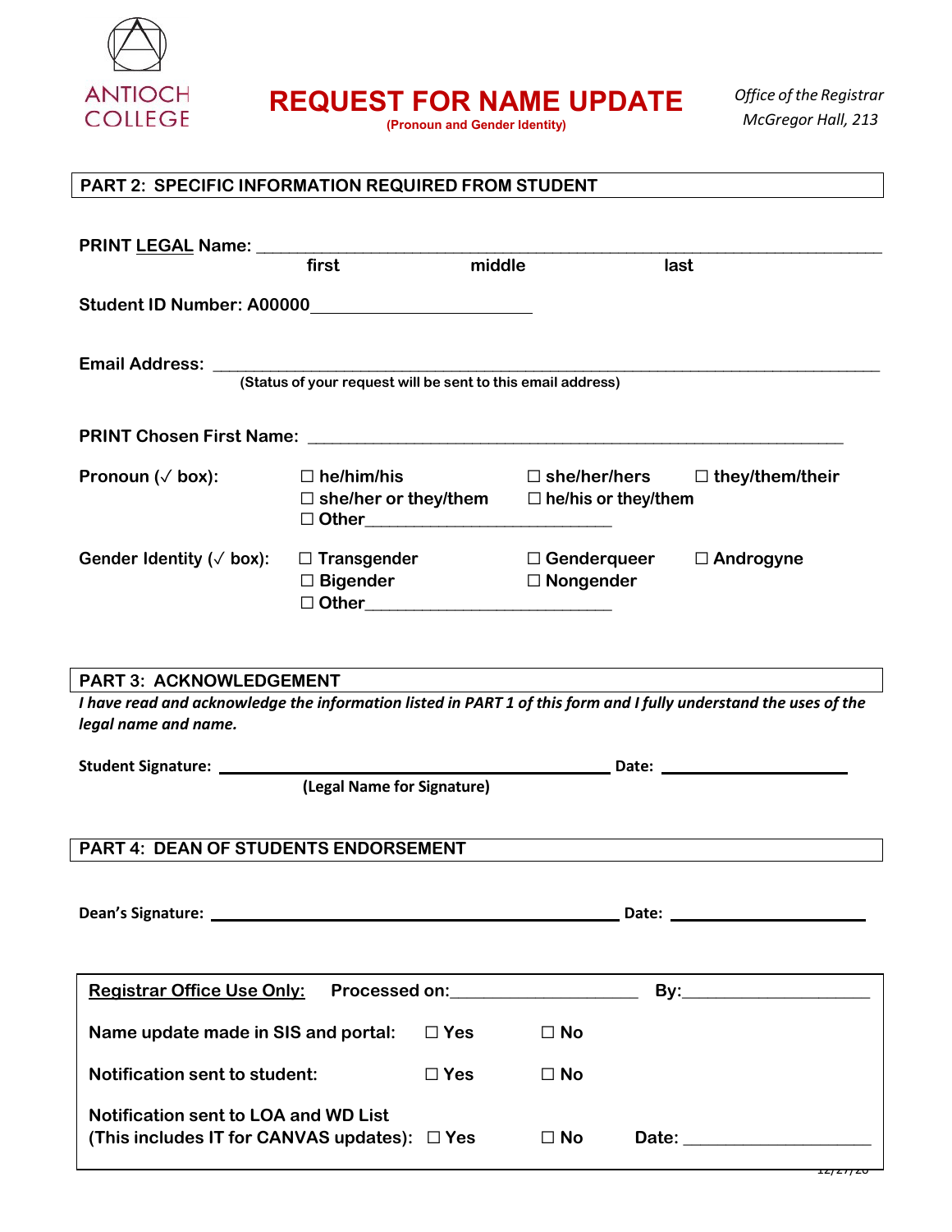ANTIOCH COLLEGE

# REQUEST FOR NAME UPDATE

**(Pronoun and Gender Identity)**

*Office of the Registrar*
*McGregor Hall, 213*

## PART 2: SPECIFIC INFORMATION REQUIRED FROM STUDENT

**PRINT LEGAL Name:** ___________________________________________

first middle last

**Student ID Number: A00000**____________________

**Email Address:** ___________________________________________

(Status of your request will be sent to this email address)

**PRINT Chosen First Name:** ___________________________________________

**Pronoun (✓ box):**
☐ he/him/his
☐ she/her/hers
☐ they/them/their
☐ she/her or they/them
☐ he/his or they/them
☐ Other____________________

**Gender Identity (✓ box):**
☐ Transgender
☐ Genderqueer
☐ Androgyne
☐ Bigender
☐ Nongender
☐ Other____________________

## PART 3: ACKNOWLEDGEMENT

***I have read and acknowledge the information listed in PART 1 of this form and I fully understand the uses of the legal name and name.***

**Student Signature:** ____________________________ **Date:** ______________

(Legal Name for Signature)

## PART 4: DEAN OF STUDENTS ENDORSEMENT

**Dean's Signature:** ____________________________ **Date:** ______________

**Registrar Office Use Only:** **Processed on:**______________ **By:**______________

**Name update made in SIS and portal:** ☐ Yes ☐ No

**Notification sent to student:** ☐ Yes ☐ No

**Notification sent to LOA and WD List**
**(This includes IT for CANVAS updates):** ☐ Yes ☐ No **Date:** ______________

12/27/20